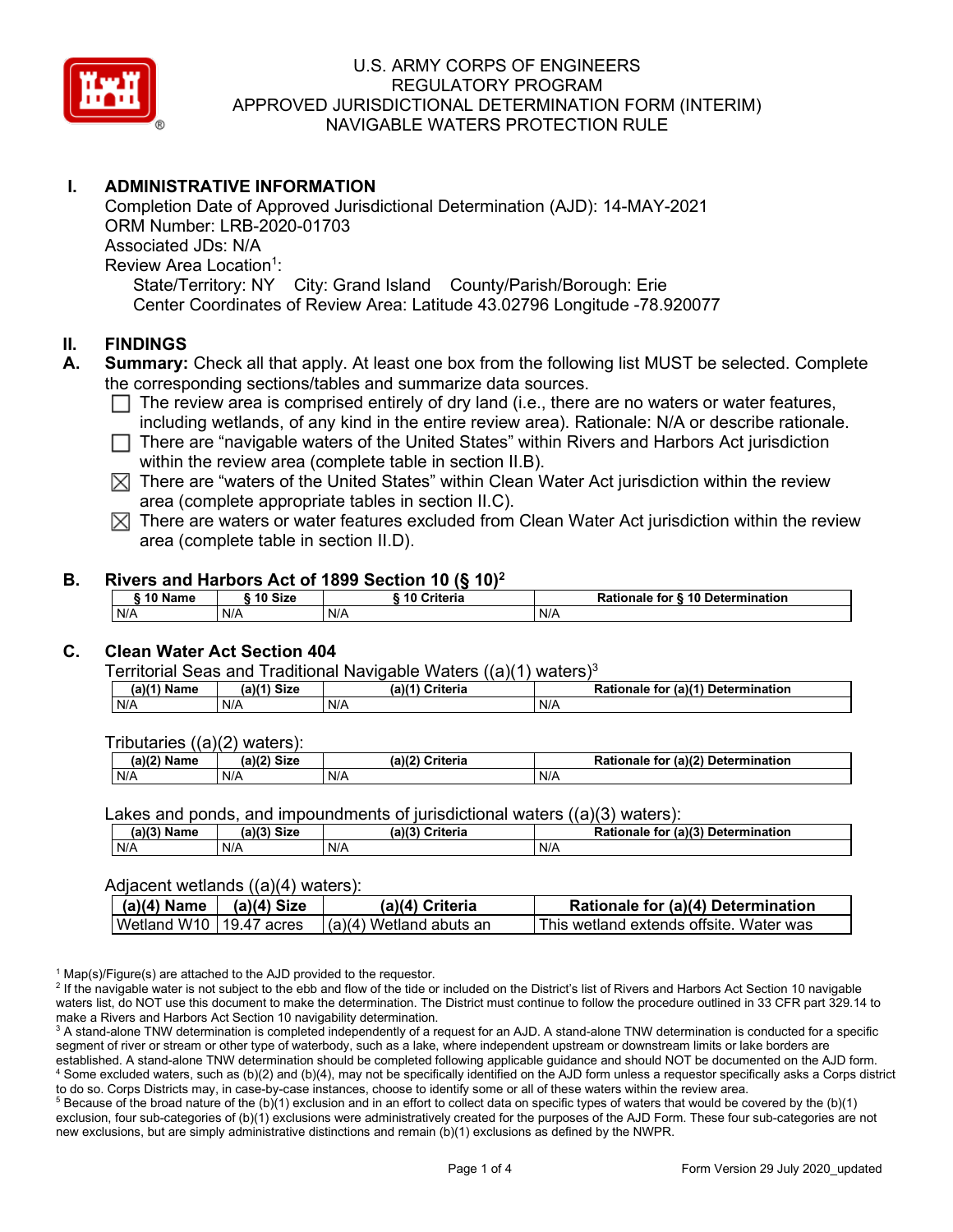# U.S. ARMY CORPS OF ENGINEERS
# REGULATORY PROGRAM
# APPROVED JURISDICTIONAL DETERMINATION FORM (INTERIM)
# NAVIGABLE WATERS PROTECTION RULE

## I. ADMINISTRATIVE INFORMATION

Completion Date of Approved Jurisdictional Determination (AJD): 14-MAY-2021
ORM Number: LRB-2020-01703
Associated JDs: N/A
Review Area Location[1]:
State/Territory: NY City: Grand Island County/Parish/Borough: Erie
Center Coordinates of Review Area: Latitude 43.02796 Longitude -78.920077

## II. FINDINGS

**A. Summary:** Check all that apply. At least one box from the following list MUST be selected. Complete the corresponding sections/tables and summarize data sources.

- ☐ The review area is comprised entirely of dry land (i.e., there are no waters or water features, including wetlands, of any kind in the entire review area). Rationale: N/A or describe rationale.
- ☐ There are "navigable waters of the United States" within Rivers and Harbors Act jurisdiction within the review area (complete table in section II.B).
- ☒ There are "waters of the United States" within Clean Water Act jurisdiction within the review area (complete appropriate tables in section II.C).
- ☒ There are waters or water features excluded from Clean Water Act jurisdiction within the review area (complete table in section II.D).

### B. Rivers and Harbors Act of 1899 Section 10 (§ 10)[2]

| § 10 Name | § 10 Size | § 10 Criteria | Rationale for § 10 Determination |
|---|---|---|---|
| N/A | N/A | N/A | N/A |

### C. Clean Water Act Section 404

Territorial Seas and Traditional Navigable Waters ((a)(1) waters)[3]

| (a)(1) Name | (a)(1) Size | (a)(1) Criteria | Rationale for (a)(1) Determination |
|---|---|---|---|
| N/A | N/A | N/A | N/A |

Tributaries ((a)(2) waters):

| (a)(2) Name | (a)(2) Size | (a)(2) Criteria | Rationale for (a)(2) Determination |
|---|---|---|---|
| N/A | N/A | N/A | N/A |

Lakes and ponds, and impoundments of jurisdictional waters ((a)(3) waters):

| (a)(3) Name | (a)(3) Size | (a)(3) Criteria | Rationale for (a)(3) Determination |
|---|---|---|---|
| N/A | N/A | N/A | N/A |

Adjacent wetlands ((a)(4) waters):

| (a)(4) Name | (a)(4) Size | (a)(4) Criteria | Rationale for (a)(4) Determination |
|---|---|---|---|
| Wetland W10 | 19.47 acres | (a)(4) Wetland abuts an | This wetland extends offsite. Water was |

[1] Map(s)/Figure(s) are attached to the AJD provided to the requestor.
[2] If the navigable water is not subject to the ebb and flow of the tide or included on the District's list of Rivers and Harbors Act Section 10 navigable waters list, do NOT use this document to make the determination. The District must continue to follow the procedure outlined in 33 CFR part 329.14 to make a Rivers and Harbors Act Section 10 navigability determination.
[3] A stand-alone TNW determination is completed independently of a request for an AJD. A stand-alone TNW determination is conducted for a specific segment of river or stream or other type of waterbody, such as a lake, where independent upstream or downstream limits or lake borders are established. A stand-alone TNW determination should be completed following applicable guidance and should NOT be documented on the AJD form.
[4] Some excluded waters, such as (b)(2) and (b)(4), may not be specifically identified on the AJD form unless a requestor specifically asks a Corps district to do so. Corps Districts may, in case-by-case instances, choose to identify some or all of these waters within the review area.
[5] Because of the broad nature of the (b)(1) exclusion and in an effort to collect data on specific types of waters that would be covered by the (b)(1) exclusion, four sub-categories of (b)(1) exclusions were administratively created for the purposes of the AJD Form. These four sub-categories are not new exclusions, but are simply administrative distinctions and remain (b)(1) exclusions as defined by the NWPR.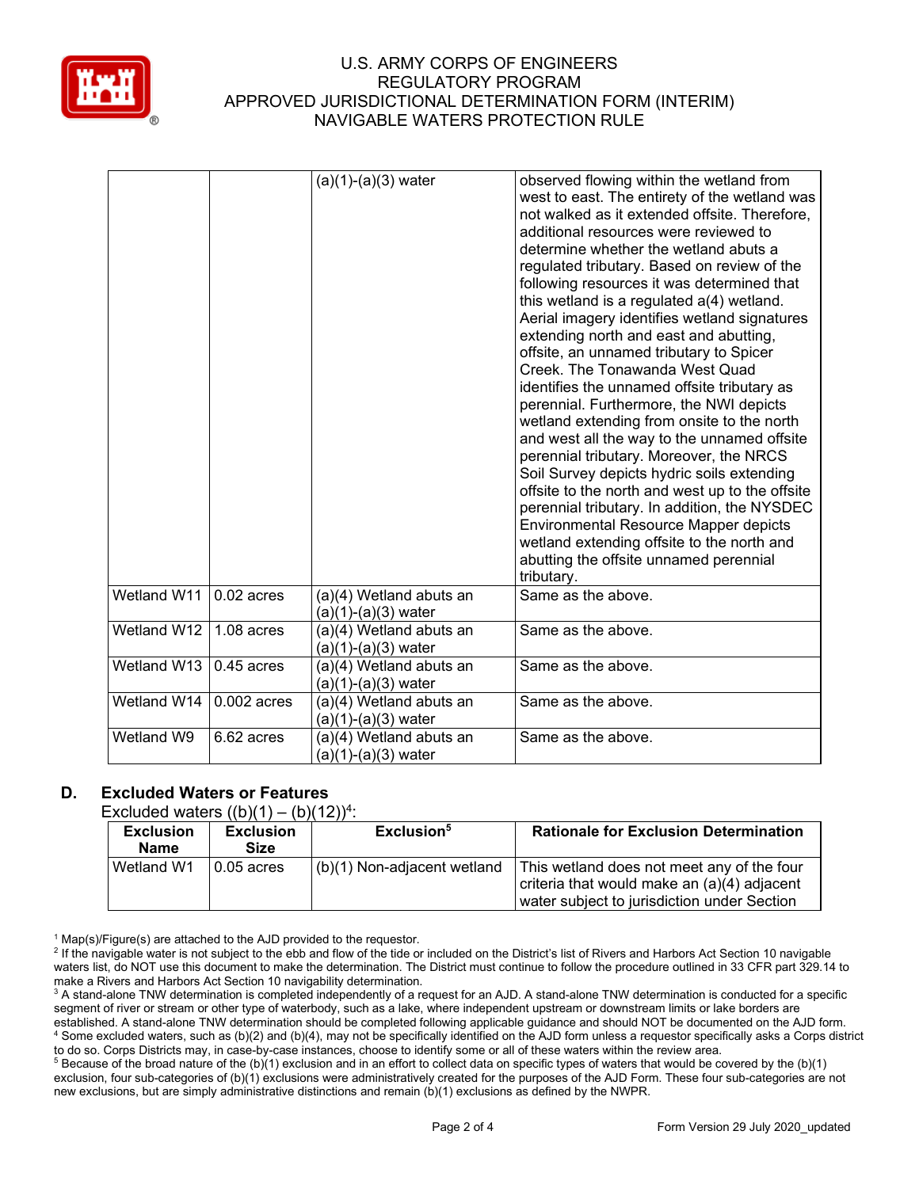| | | (a)(1)-(a)(3) water | observed flowing within the wetland from west to east. The entirety of the wetland was not walked as it extended offsite. Therefore, additional resources were reviewed to determine whether the wetland abuts a regulated tributary. Based on review of the following resources it was determined that this wetland is a regulated a(4) wetland. Aerial imagery identifies wetland signatures extending north and east and abutting, offsite, an unnamed tributary to Spicer Creek. The Tonawanda West Quad identifies the unnamed offsite tributary as perennial. Furthermore, the NWI depicts wetland extending from onsite to the north and west all the way to the unnamed offsite perennial tributary. Moreover, the NRCS Soil Survey depicts hydric soils extending offsite to the north and west up to the offsite perennial tributary. In addition, the NYSDEC Environmental Resource Mapper depicts wetland extending offsite to the north and abutting the offsite unnamed perennial tributary. |
|---|---|---|---|
| Wetland W11 | 0.02 acres | (a)(4) Wetland abuts an (a)(1)-(a)(3) water | Same as the above. |
| Wetland W12 | 1.08 acres | (a)(4) Wetland abuts an (a)(1)-(a)(3) water | Same as the above. |
| Wetland W13 | 0.45 acres | (a)(4) Wetland abuts an (a)(1)-(a)(3) water | Same as the above. |
| Wetland W14 | 0.002 acres | (a)(4) Wetland abuts an (a)(1)-(a)(3) water | Same as the above. |
| Wetland W9 | 6.62 acres | (a)(4) Wetland abuts an (a)(1)-(a)(3) water | Same as the above. |

## D. Excluded Waters or Features

Excluded waters ((b)(1) – (b)(12))[4]:

| Exclusion Name | Exclusion Size | Exclusion[5] | Rationale for Exclusion Determination |
|---|---|---|---|
| Wetland W1 | 0.05 acres | (b)(1) Non-adjacent wetland | This wetland does not meet any of the four criteria that would make an (a)(4) adjacent water subject to jurisdiction under Section |

[1] Map(s)/Figure(s) are attached to the AJD provided to the requestor.

[2] If the navigable water is not subject to the ebb and flow of the tide or included on the District's list of Rivers and Harbors Act Section 10 navigable waters list, do NOT use this document to make the determination. The District must continue to follow the procedure outlined in 33 CFR part 329.14 to make a Rivers and Harbors Act Section 10 navigability determination.

[3] A stand-alone TNW determination is completed independently of a request for an AJD. A stand-alone TNW determination is conducted for a specific segment of river or stream or other type of waterbody, such as a lake, where independent upstream or downstream limits or lake borders are established. A stand-alone TNW determination should be completed following applicable guidance and should NOT be documented on the AJD form.

[4] Some excluded waters, such as (b)(2) and (b)(4), may not be specifically identified on the AJD form unless a requestor specifically asks a Corps district to do so. Corps Districts may, in case-by-case instances, choose to identify some or all of these waters within the review area.

[5] Because of the broad nature of the (b)(1) exclusion and in an effort to collect data on specific types of waters that would be covered by the (b)(1) exclusion, four sub-categories of (b)(1) exclusions were administratively created for the purposes of the AJD Form. These four sub-categories are not new exclusions, but are simply administrative distinctions and remain (b)(1) exclusions as defined by the NWPR.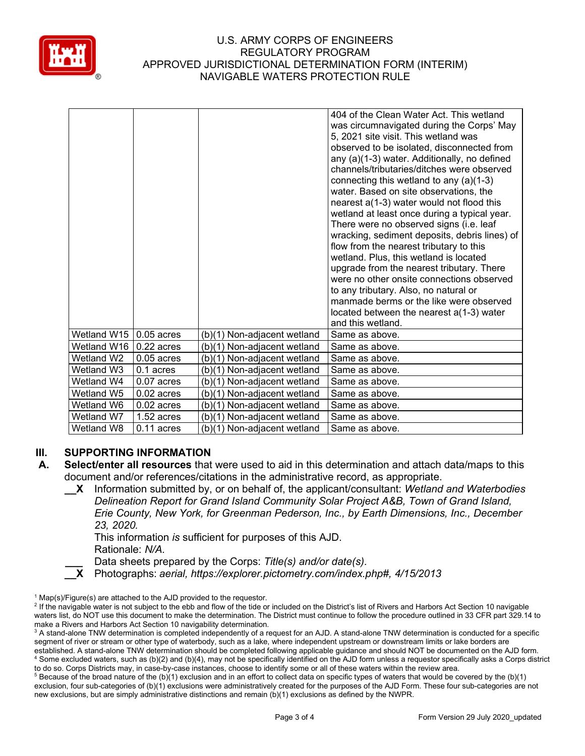| | | | |
|---|---|---|---|
| | | | 404 of the Clean Water Act. This wetland was circumnavigated during the Corps' May 5, 2021 site visit. This wetland was observed to be isolated, disconnected from any (a)(1-3) water. Additionally, no defined channels/tributaries/ditches were observed connecting this wetland to any (a)(1-3) water. Based on site observations, the nearest a(1-3) water would not flood this wetland at least once during a typical year. There were no observed signs (i.e. leaf wracking, sediment deposits, debris lines) of flow from the nearest tributary to this wetland. Plus, this wetland is located upgrade from the nearest tributary. There were no other onsite connections observed to any tributary. Also, no natural or manmade berms or the like were observed located between the nearest a(1-3) water and this wetland. |
| Wetland W15 | 0.05 acres | (b)(1) Non-adjacent wetland | Same as above. |
| Wetland W16 | 0.22 acres | (b)(1) Non-adjacent wetland | Same as above. |
| Wetland W2 | 0.05 acres | (b)(1) Non-adjacent wetland | Same as above. |
| Wetland W3 | 0.1 acres | (b)(1) Non-adjacent wetland | Same as above. |
| Wetland W4 | 0.07 acres | (b)(1) Non-adjacent wetland | Same as above. |
| Wetland W5 | 0.02 acres | (b)(1) Non-adjacent wetland | Same as above. |
| Wetland W6 | 0.02 acres | (b)(1) Non-adjacent wetland | Same as above. |
| Wetland W7 | 1.52 acres | (b)(1) Non-adjacent wetland | Same as above. |
| Wetland W8 | 0.11 acres | (b)(1) Non-adjacent wetland | Same as above. |

## III. SUPPORTING INFORMATION

**A. Select/enter all resources** that were used to aid in this determination and attach data/maps to this document and/or references/citations in the administrative record, as appropriate.

__X Information submitted by, or on behalf of, the applicant/consultant: *Wetland and Waterbodies Delineation Report for Grand Island Community Solar Project A&B, Town of Grand Island, Erie County, New York, for Greenman Pederson, Inc., by Earth Dimensions, Inc., December 23, 2020.*
This information *is* sufficient for purposes of this AJD.
Rationale: *N/A.*

___ Data sheets prepared by the Corps: *Title(s) and/or date(s).*

__X Photographs: *aerial, https://explorer.pictometry.com/index.php#, 4/15/2013*

[1] Map(s)/Figure(s) are attached to the AJD provided to the requestor.
[2] If the navigable water is not subject to the ebb and flow of the tide or included on the District's list of Rivers and Harbors Act Section 10 navigable waters list, do NOT use this document to make the determination. The District must continue to follow the procedure outlined in 33 CFR part 329.14 to make a Rivers and Harbors Act Section 10 navigability determination.
[3] A stand-alone TNW determination is completed independently of a request for an AJD. A stand-alone TNW determination is conducted for a specific segment of river or stream or other type of waterbody, such as a lake, where independent upstream or downstream limits or lake borders are established. A stand-alone TNW determination should be completed following applicable guidance and should NOT be documented on the AJD form.
[4] Some excluded waters, such as (b)(2) and (b)(4), may not be specifically identified on the AJD form unless a requestor specifically asks a Corps district to do so. Corps Districts may, in case-by-case instances, choose to identify some or all of these waters within the review area.
[5] Because of the broad nature of the (b)(1) exclusion and in an effort to collect data on specific types of waters that would be covered by the (b)(1) exclusion, four sub-categories of (b)(1) exclusions were administratively created for the purposes of the AJD Form. These four sub-categories are not new exclusions, but are simply administrative distinctions and remain (b)(1) exclusions as defined by the NWPR.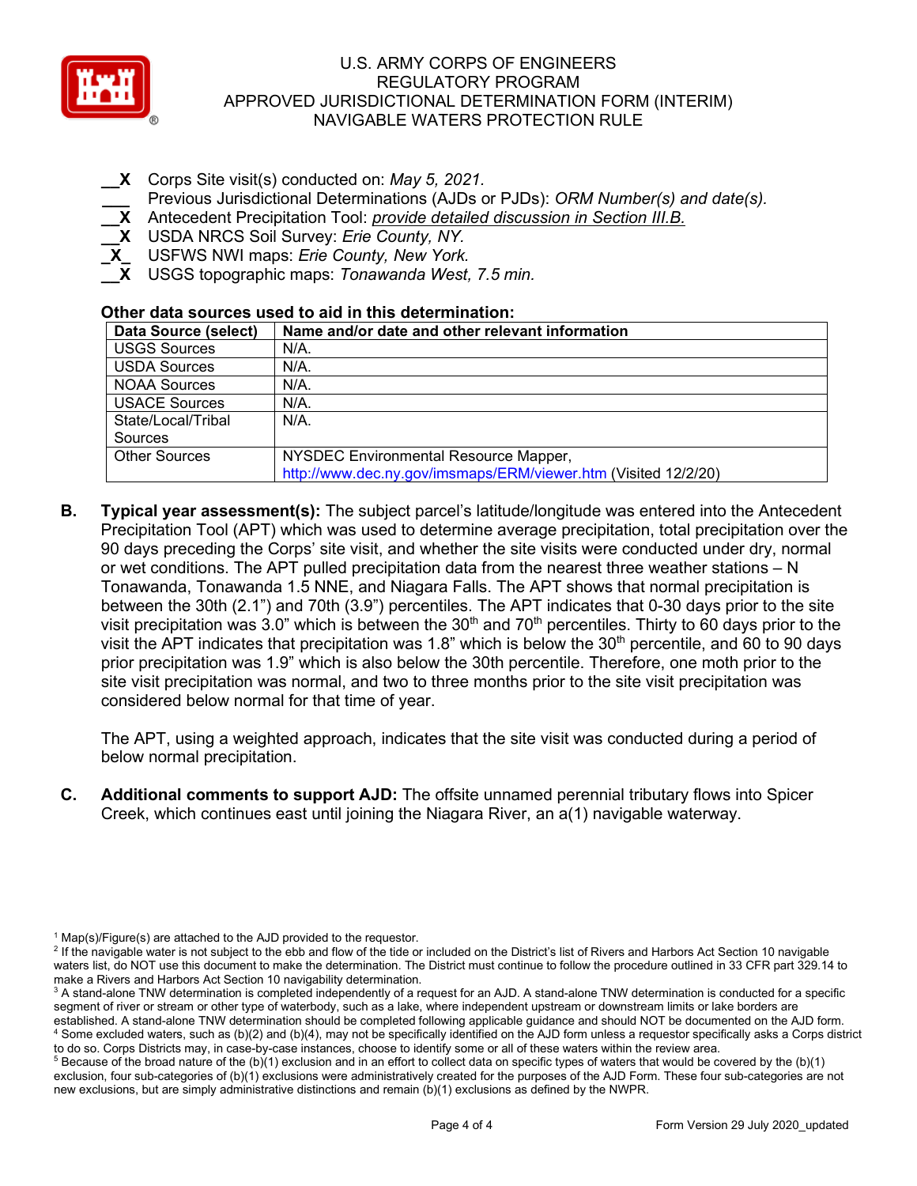__X Corps Site visit(s) conducted on: *May 5, 2021.*
___ Previous Jurisdictional Determinations (AJDs or PJDs): *ORM Number(s) and date(s).*
__X Antecedent Precipitation Tool: *provide detailed discussion in Section III.B.*
__X USDA NRCS Soil Survey: *Erie County, NY.*
_X_ USFWS NWI maps: *Erie County, New York.*
__X USGS topographic maps: *Tonawanda West, 7.5 min.*

**Other data sources used to aid in this determination:**

| Data Source (select) | Name and/or date and other relevant information |
|---|---|
| USGS Sources | N/A. |
| USDA Sources | N/A. |
| NOAA Sources | N/A. |
| USACE Sources | N/A. |
| State/Local/Tribal Sources | N/A. |
| Other Sources | NYSDEC Environmental Resource Mapper, http://www.dec.ny.gov/imsmaps/ERM/viewer.htm (Visited 12/2/20) |

**B. Typical year assessment(s):** The subject parcel's latitude/longitude was entered into the Antecedent Precipitation Tool (APT) which was used to determine average precipitation, total precipitation over the 90 days preceding the Corps' site visit, and whether the site visits were conducted under dry, normal or wet conditions. The APT pulled precipitation data from the nearest three weather stations – N Tonawanda, Tonawanda 1.5 NNE, and Niagara Falls. The APT shows that normal precipitation is between the 30th (2.1") and 70th (3.9") percentiles. The APT indicates that 0-30 days prior to the site visit precipitation was 3.0" which is between the 30th and 70th percentiles. Thirty to 60 days prior to the visit the APT indicates that precipitation was 1.8" which is below the 30th percentile, and 60 to 90 days prior precipitation was 1.9" which is also below the 30th percentile. Therefore, one moth prior to the site visit precipitation was normal, and two to three months prior to the site visit precipitation was considered below normal for that time of year.

The APT, using a weighted approach, indicates that the site visit was conducted during a period of below normal precipitation.

**C. Additional comments to support AJD:** The offsite unnamed perennial tributary flows into Spicer Creek, which continues east until joining the Niagara River, an a(1) navigable waterway.

[1] Map(s)/Figure(s) are attached to the AJD provided to the requestor.
[2] If the navigable water is not subject to the ebb and flow of the tide or included on the District's list of Rivers and Harbors Act Section 10 navigable waters list, do NOT use this document to make the determination. The District must continue to follow the procedure outlined in 33 CFR part 329.14 to make a Rivers and Harbors Act Section 10 navigability determination.
[3] A stand-alone TNW determination is completed independently of a request for an AJD. A stand-alone TNW determination is conducted for a specific segment of river or stream or other type of waterbody, such as a lake, where independent upstream or downstream limits or lake borders are established. A stand-alone TNW determination should be completed following applicable guidance and should NOT be documented on the AJD form.
[4] Some excluded waters, such as (b)(2) and (b)(4), may not be specifically identified on the AJD form unless a requestor specifically asks a Corps district to do so. Corps Districts may, in case-by-case instances, choose to identify some or all of these waters within the review area.
[5] Because of the broad nature of the (b)(1) exclusion and in an effort to collect data on specific types of waters that would be covered by the (b)(1) exclusion, four sub-categories of (b)(1) exclusions were administratively created for the purposes of the AJD Form. These four sub-categories are not new exclusions, but are simply administrative distinctions and remain (b)(1) exclusions as defined by the NWPR.